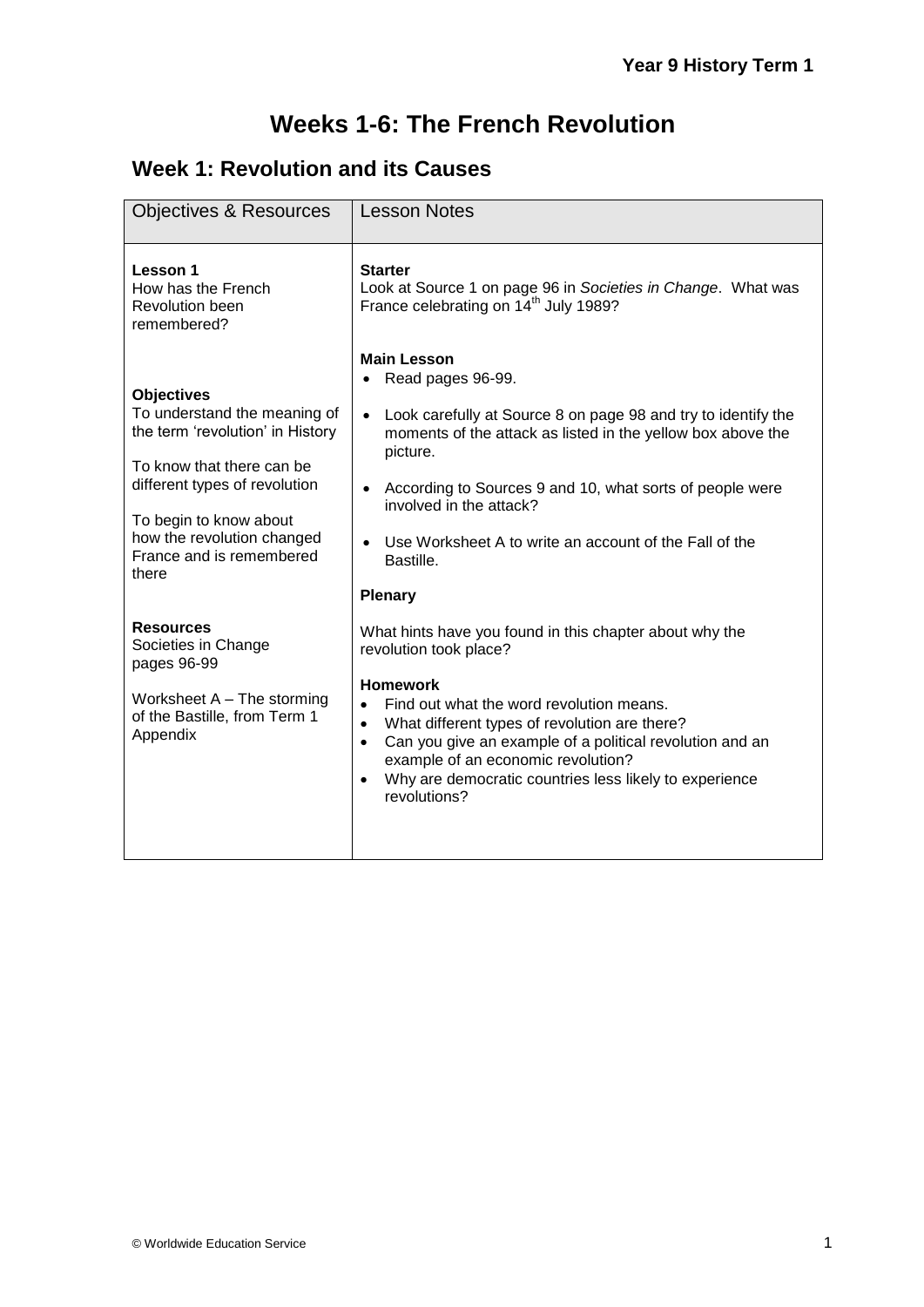# Weeks 1-6: The French Revolution

## Week 1: Revolution and its Causes

| Objectives & Resources | Lesson Notes |
| --- | --- |
| **Lesson 1**<br>How has the French Revolution been remembered?<br><br>**Objectives**<br>To understand the meaning of the term 'revolution' in History<br><br>To know that there can be different types of revolution<br><br>To begin to know about how the revolution changed France and is remembered there<br><br>**Resources**<br>Societies in Change pages 96-99<br><br>Worksheet A – The storming of the Bastille, from Term 1 Appendix | **Starter**<br>Look at Source 1 on page 96 in *Societies in Change*. What was France celebrating on 14th July 1989?<br><br>**Main Lesson**<br>• Read pages 96-99.<br>• Look carefully at Source 8 on page 98 and try to identify the moments of the attack as listed in the yellow box above the picture.<br>• According to Sources 9 and 10, what sorts of people were involved in the attack?<br>• Use Worksheet A to write an account of the Fall of the Bastille.<br><br>**Plenary**<br>What hints have you found in this chapter about why the revolution took place?<br><br>**Homework**<br>• Find out what the word revolution means.<br>• What different types of revolution are there?<br>• Can you give an example of a political revolution and an example of an economic revolution?<br>• Why are democratic countries less likely to experience revolutions? |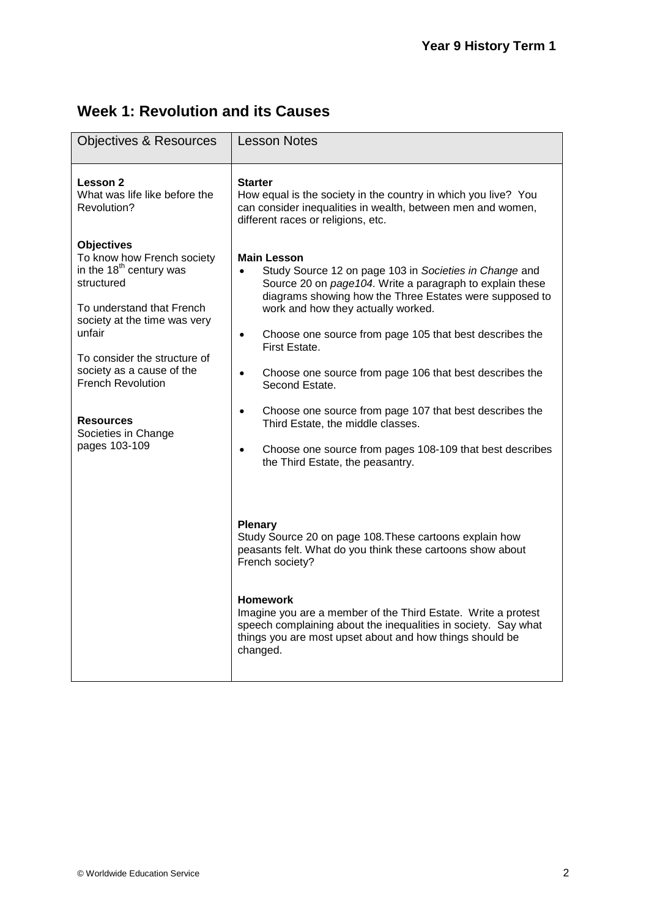## Week 1: Revolution and its Causes

| Objectives & Resources | Lesson Notes |
|---|---|
| **Lesson 2**<br>What was life like before the Revolution?<br><br>**Objectives**<br>To know how French society in the 18th century was structured<br><br>To understand that French society at the time was very unfair<br><br>To consider the structure of society as a cause of the French Revolution<br><br>**Resources**<br>Societies in Change pages 103-109 | **Starter**<br>How equal is the society in the country in which you live? You can consider inequalities in wealth, between men and women, different races or religions, etc.<br><br>**Main Lesson**<br>• Study Source 12 on page 103 in *Societies in Change* and Source 20 on *page104.* Write a paragraph to explain these diagrams showing how the Three Estates were supposed to work and how they actually worked.<br>• Choose one source from page 105 that best describes the First Estate.<br>• Choose one source from page 106 that best describes the Second Estate.<br>• Choose one source from page 107 that best describes the Third Estate, the middle classes.<br>• Choose one source from pages 108-109 that best describes the Third Estate, the peasantry.<br><br>**Plenary**<br>Study Source 20 on page 108.These cartoons explain how peasants felt. What do you think these cartoons show about French society?<br><br>**Homework**<br>Imagine you are a member of the Third Estate. Write a protest speech complaining about the inequalities in society. Say what things you are most upset about and how things should be changed. |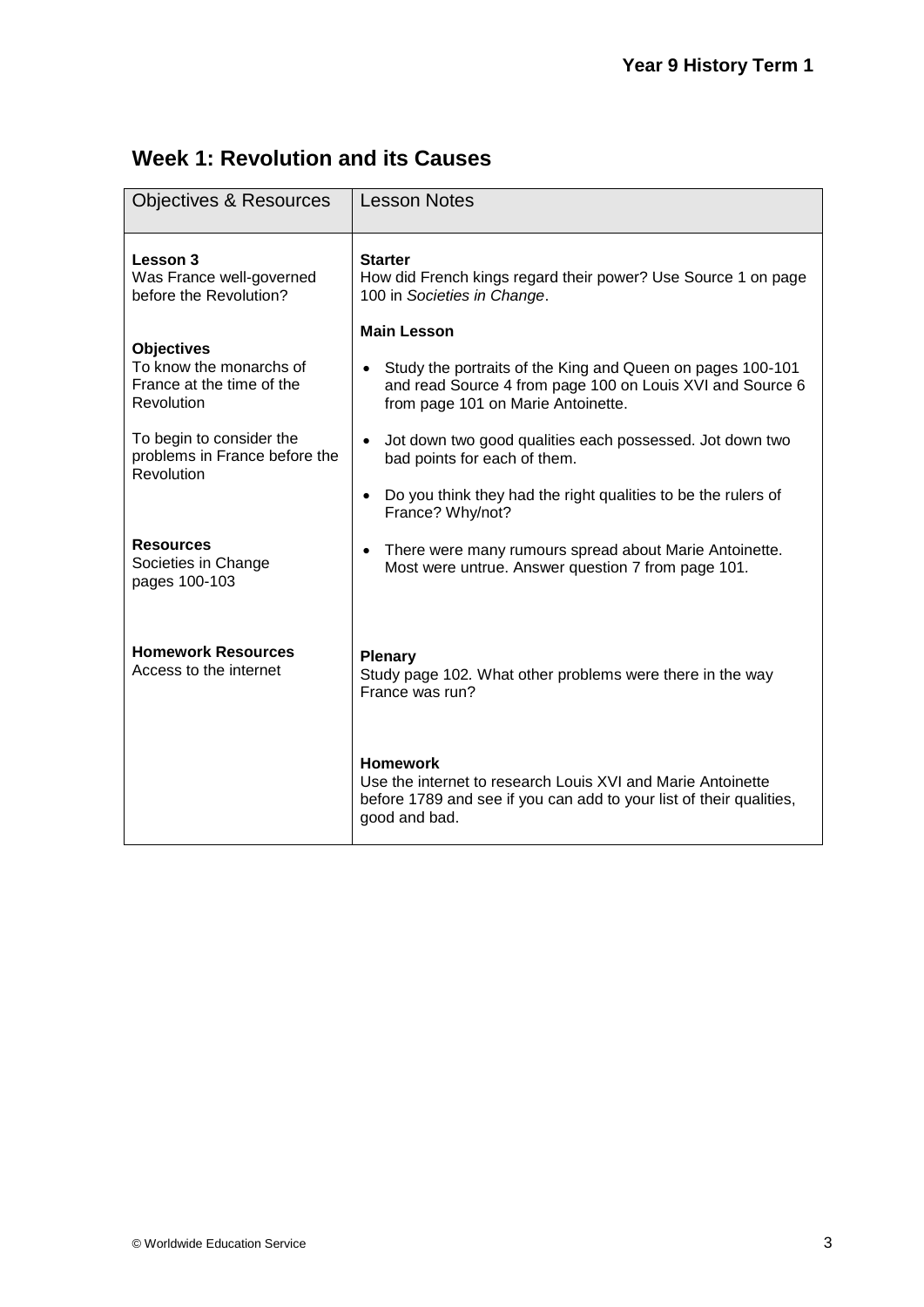## Week 1: Revolution and its Causes

| Objectives & Resources | Lesson Notes |
| --- | --- |
| **Lesson 3**<br>Was France well-governed before the Revolution?<br><br>**Objectives**<br>To know the monarchs of France at the time of the Revolution<br><br>To begin to consider the problems in France before the Revolution<br><br>**Resources**<br>Societies in Change pages 100-103<br><br>**Homework Resources**<br>Access to the internet | **Starter**<br>How did French kings regard their power? Use Source 1 on page 100 in *Societies in Change*.<br><br>**Main Lesson**<br>• Study the portraits of the King and Queen on pages 100-101 and read Source 4 from page 100 on Louis XVI and Source 6 from page 101 on Marie Antoinette.<br>• Jot down two good qualities each possessed. Jot down two bad points for each of them.<br>• Do you think they had the right qualities to be the rulers of France? Why/not?<br>• There were many rumours spread about Marie Antoinette. Most were untrue. Answer question 7 from page 101.<br><br>**Plenary**<br>Study page 102. What other problems were there in the way France was run?<br><br>**Homework**<br>Use the internet to research Louis XVI and Marie Antoinette before 1789 and see if you can add to your list of their qualities, good and bad. |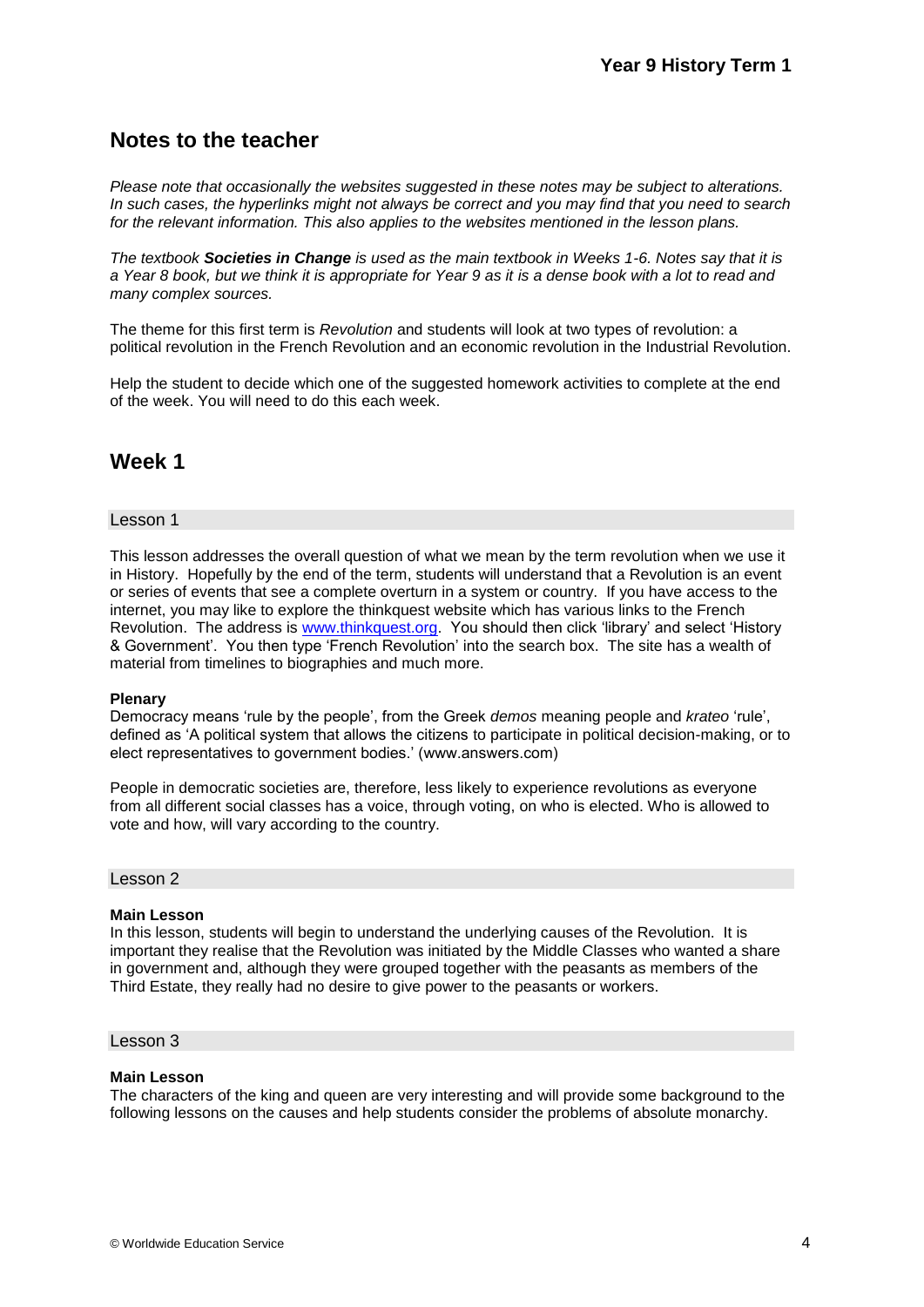## Notes to the teacher

*Please note that occasionally the websites suggested in these notes may be subject to alterations. In such cases, the hyperlinks might not always be correct and you may find that you need to search for the relevant information. This also applies to the websites mentioned in the lesson plans.*

*The textbook **Societies in Change** is used as the main textbook in Weeks 1-6. Notes say that it is a Year 8 book, but we think it is appropriate for Year 9 as it is a dense book with a lot to read and many complex sources.*

The theme for this first term is *Revolution* and students will look at two types of revolution: a political revolution in the French Revolution and an economic revolution in the Industrial Revolution.

Help the student to decide which one of the suggested homework activities to complete at the end of the week. You will need to do this each week.

## Week 1

### Lesson 1

This lesson addresses the overall question of what we mean by the term revolution when we use it in History. Hopefully by the end of the term, students will understand that a Revolution is an event or series of events that see a complete overturn in a system or country. If you have access to the internet, you may like to explore the thinkquest website which has various links to the French Revolution. The address is [www.thinkquest.org](http://www.thinkquest.org). You should then click 'library' and select 'History & Government'. You then type 'French Revolution' into the search box. The site has a wealth of material from timelines to biographies and much more.

**Plenary**

Democracy means 'rule by the people', from the Greek *demos* meaning people and *krateo* 'rule', defined as 'A political system that allows the citizens to participate in political decision-making, or to elect representatives to government bodies.' (www.answers.com)

People in democratic societies are, therefore, less likely to experience revolutions as everyone from all different social classes has a voice, through voting, on who is elected. Who is allowed to vote and how, will vary according to the country.

### Lesson 2

**Main Lesson**

In this lesson, students will begin to understand the underlying causes of the Revolution. It is important they realise that the Revolution was initiated by the Middle Classes who wanted a share in government and, although they were grouped together with the peasants as members of the Third Estate, they really had no desire to give power to the peasants or workers.

### Lesson 3

**Main Lesson**

The characters of the king and queen are very interesting and will provide some background to the following lessons on the causes and help students consider the problems of absolute monarchy.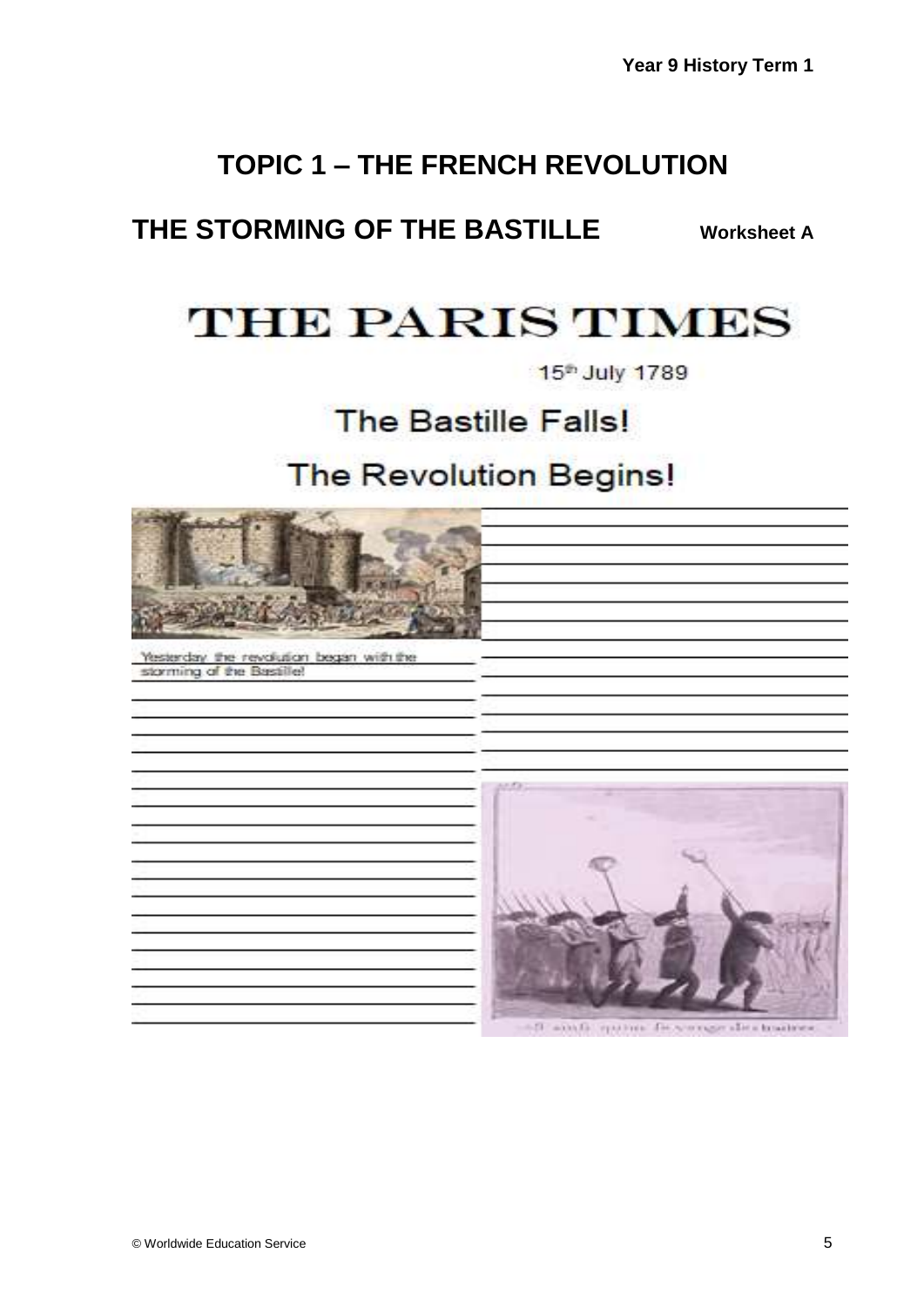# TOPIC 1 – THE FRENCH REVOLUTION

## THE STORMING OF THE BASTILLE

**Worksheet A**

# THE PARIS TIMES

15th July 1789

## The Bastille Falls!

## The Revolution Begins!

Yesterday the revolution began with the storming of the Bastille!